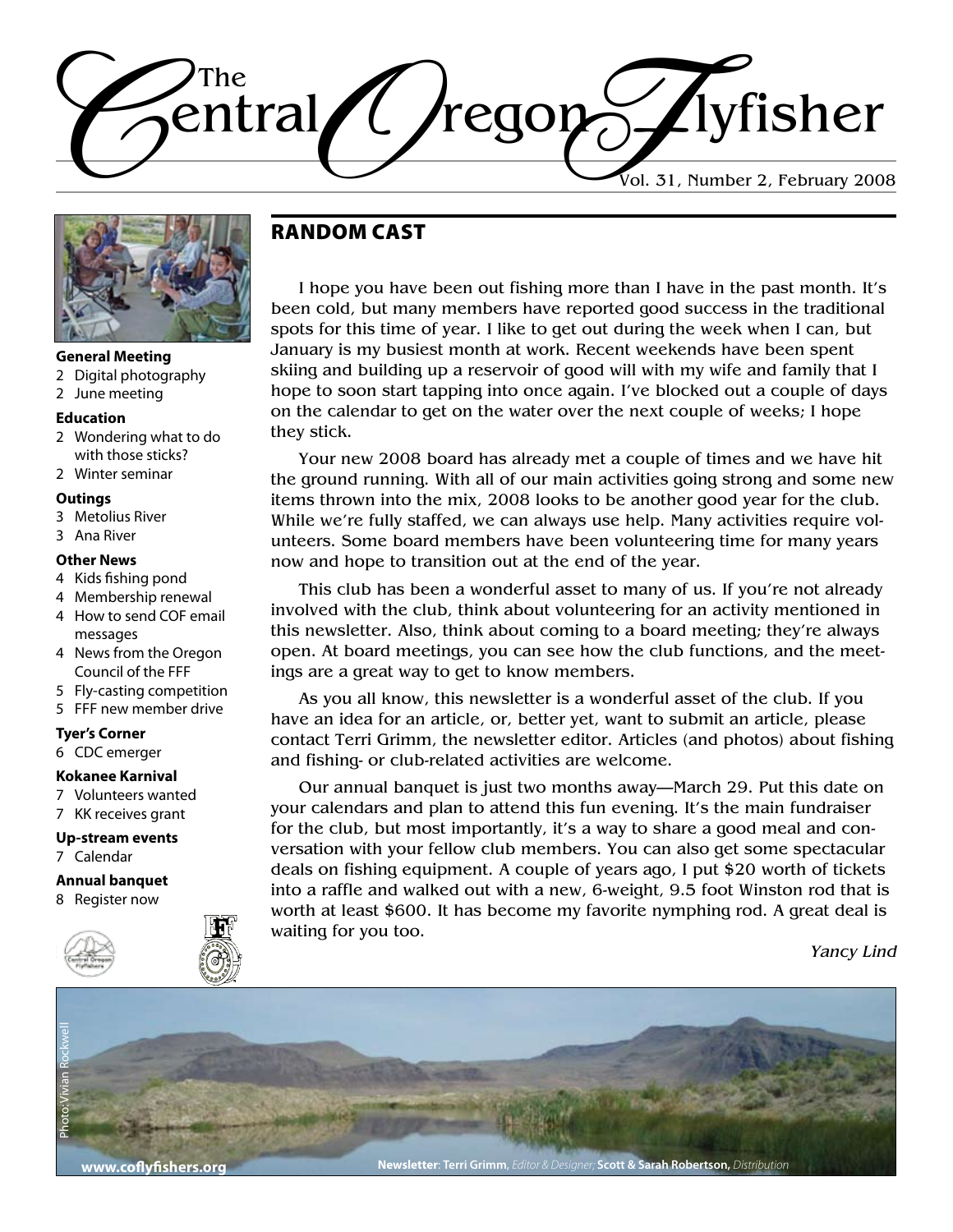# The Central Oregon Flyfisher

Vol. 31, Number 2, February 2008

**General Meeting**
- 2 Digital photography
- 2 June meeting

**Education**
- 2 Wondering what to do with those sticks?
- 2 Winter seminar

**Outings**
- 3 Metolius River
- 3 Ana River

**Other News**
- 4 Kids fishing pond
- 4 Membership renewal
- 4 How to send COF email messages
- 4 News from the Oregon Council of the FFF
- 5 Fly-casting competition
- 5 FFF new member drive

**Tyer's Corner**
- 6 CDC emerger

**Kokanee Karnival**
- 7 Volunteers wanted
- 7 KK receives grant

**Up-stream events**
- 7 Calendar

**Annual banquet**
- 8 Register now

## RANDOM CAST

I hope you have been out fishing more than I have in the past month. It's been cold, but many members have reported good success in the traditional spots for this time of year. I like to get out during the week when I can, but January is my busiest month at work. Recent weekends have been spent skiing and building up a reservoir of good will with my wife and family that I hope to soon start tapping into once again. I've blocked out a couple of days on the calendar to get on the water over the next couple of weeks; I hope they stick.

Your new 2008 board has already met a couple of times and we have hit the ground running. With all of our main activities going strong and some new items thrown into the mix, 2008 looks to be another good year for the club. While we're fully staffed, we can always use help. Many activities require volunteers. Some board members have been volunteering time for many years now and hope to transition out at the end of the year.

This club has been a wonderful asset to many of us. If you're not already involved with the club, think about volunteering for an activity mentioned in this newsletter. Also, think about coming to a board meeting; they're always open. At board meetings, you can see how the club functions, and the meetings are a great way to get to know members.

As you all know, this newsletter is a wonderful asset of the club. If you have an idea for an article, or, better yet, want to submit an article, please contact Terri Grimm, the newsletter editor. Articles (and photos) about fishing and fishing- or club-related activities are welcome.

Our annual banquet is just two months away—March 29. Put this date on your calendars and plan to attend this fun evening. It's the main fundraiser for the club, but most importantly, it's a way to share a good meal and conversation with your fellow club members. You can also get some spectacular deals on fishing equipment. A couple of years ago, I put $20 worth of tickets into a raffle and walked out with a new, 6-weight, 9.5 foot Winston rod that is worth at least $600. It has become my favorite nymphing rod. A great deal is waiting for you too.

*Yancy Lind*

Photo: Vivian Rockwell

www.coflyfishers.org

**Newsletter**: **Terri Grimm**, *Editor & Designer*; **Scott & Sarah Robertson,** *Distribution*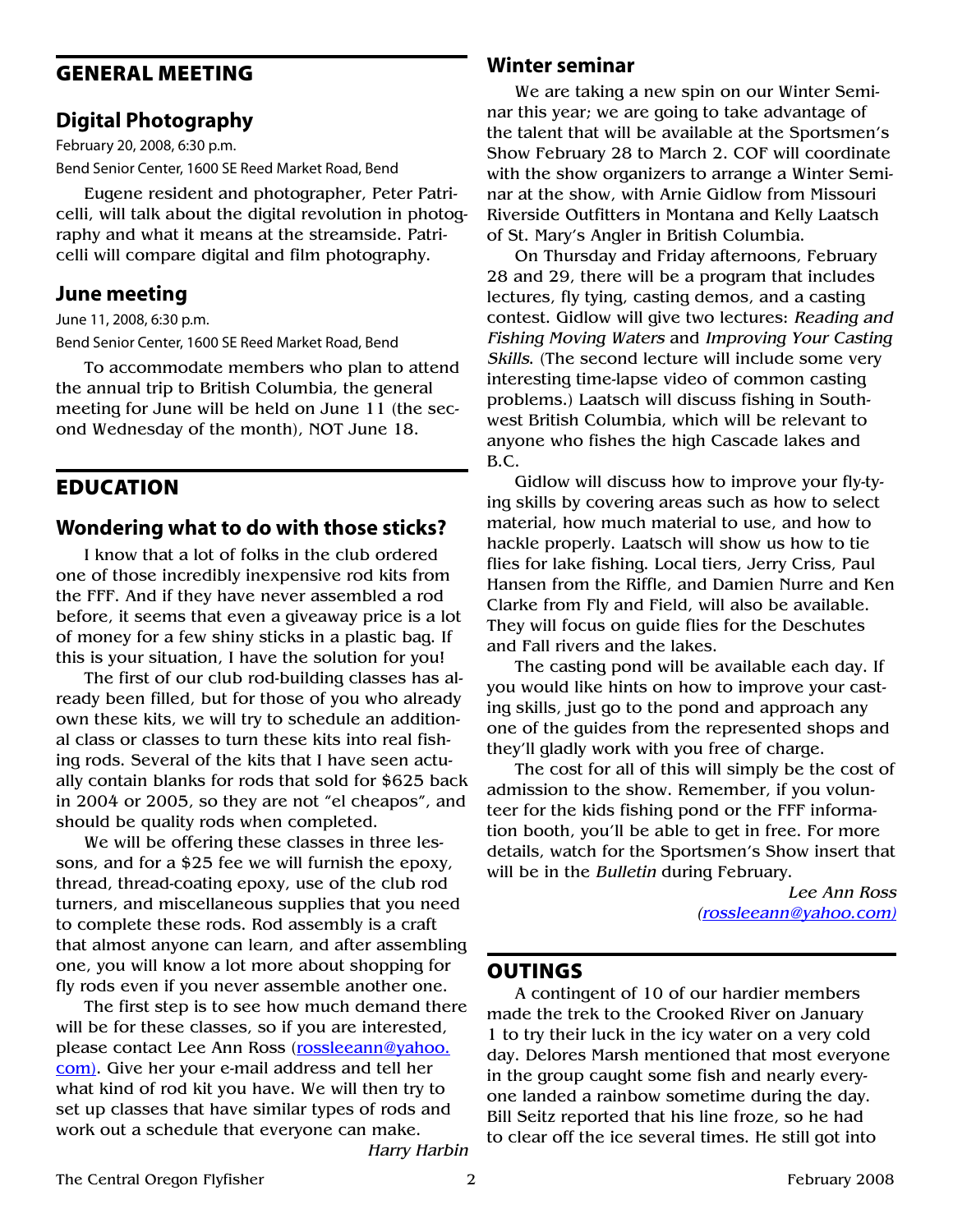## GENERAL MEETING

### Digital Photography

February 20, 2008, 6:30 p.m.

Bend Senior Center, 1600 SE Reed Market Road, Bend

Eugene resident and photographer, Peter Patricelli, will talk about the digital revolution in photography and what it means at the streamside. Patricelli will compare digital and film photography.

### June meeting

June 11, 2008, 6:30 p.m.

Bend Senior Center, 1600 SE Reed Market Road, Bend

To accommodate members who plan to attend the annual trip to British Columbia, the general meeting for June will be held on June 11 (the second Wednesday of the month), NOT June 18.

## EDUCATION

### Wondering what to do with those sticks?

I know that a lot of folks in the club ordered one of those incredibly inexpensive rod kits from the FFF. And if they have never assembled a rod before, it seems that even a giveaway price is a lot of money for a few shiny sticks in a plastic bag. If this is your situation, I have the solution for you!

The first of our club rod-building classes has already been filled, but for those of you who already own these kits, we will try to schedule an additional class or classes to turn these kits into real fishing rods. Several of the kits that I have seen actually contain blanks for rods that sold for $625 back in 2004 or 2005, so they are not "el cheapos", and should be quality rods when completed.

We will be offering these classes in three lessons, and for a $25 fee we will furnish the epoxy, thread, thread-coating epoxy, use of the club rod turners, and miscellaneous supplies that you need to complete these rods. Rod assembly is a craft that almost anyone can learn, and after assembling one, you will know a lot more about shopping for fly rods even if you never assemble another one.

The first step is to see how much demand there will be for these classes, so if you are interested, please contact Lee Ann Ross (rossleeann@yahoo.com). Give her your e-mail address and tell her what kind of rod kit you have. We will then try to set up classes that have similar types of rods and work out a schedule that everyone can make.

*Harry Harbin*

### Winter seminar

We are taking a new spin on our Winter Seminar this year; we are going to take advantage of the talent that will be available at the Sportsmen's Show February 28 to March 2. COF will coordinate with the show organizers to arrange a Winter Seminar at the show, with Arnie Gidlow from Missouri Riverside Outfitters in Montana and Kelly Laatsch of St. Mary's Angler in British Columbia.

On Thursday and Friday afternoons, February 28 and 29, there will be a program that includes lectures, fly tying, casting demos, and a casting contest. Gidlow will give two lectures: *Reading and Fishing Moving Waters* and *Improving Your Casting Skills*. (The second lecture will include some very interesting time-lapse video of common casting problems.) Laatsch will discuss fishing in Southwest British Columbia, which will be relevant to anyone who fishes the high Cascade lakes and B.C.

Gidlow will discuss how to improve your fly-tying skills by covering areas such as how to select material, how much material to use, and how to hackle properly. Laatsch will show us how to tie flies for lake fishing. Local tiers, Jerry Criss, Paul Hansen from the Riffle, and Damien Nurre and Ken Clarke from Fly and Field, will also be available. They will focus on guide flies for the Deschutes and Fall rivers and the lakes.

The casting pond will be available each day. If you would like hints on how to improve your casting skills, just go to the pond and approach any one of the guides from the represented shops and they'll gladly work with you free of charge.

The cost for all of this will simply be the cost of admission to the show. Remember, if you volunteer for the kids fishing pond or the FFF information booth, you'll be able to get in free. For more details, watch for the Sportsmen's Show insert that will be in the *Bulletin* during February.

*Lee Ann Ross*
*(rossleeann@yahoo.com)*

## OUTINGS

A contingent of 10 of our hardier members made the trek to the Crooked River on January 1 to try their luck in the icy water on a very cold day. Delores Marsh mentioned that most everyone in the group caught some fish and nearly everyone landed a rainbow sometime during the day. Bill Seitz reported that his line froze, so he had to clear off the ice several times. He still got into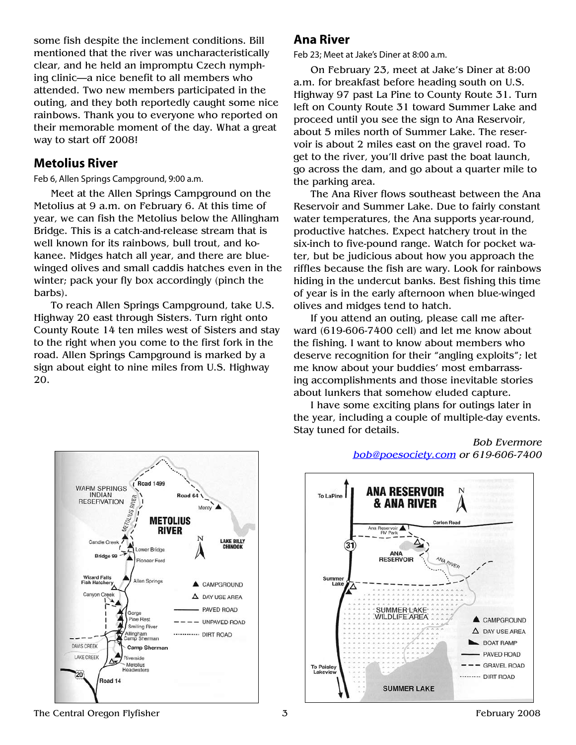some fish despite the inclement conditions. Bill mentioned that the river was uncharacteristically clear, and he held an impromptu Czech nymphing clinic—a nice benefit to all members who attended. Two new members participated in the outing, and they both reportedly caught some nice rainbows. Thank you to everyone who reported on their memorable moment of the day. What a great way to start off 2008!

## Metolius River

Feb 6, Allen Springs Campground, 9:00 a.m.

Meet at the Allen Springs Campground on the Metolius at 9 a.m. on February 6. At this time of year, we can fish the Metolius below the Allingham Bridge. This is a catch-and-release stream that is well known for its rainbows, bull trout, and kokanee. Midges hatch all year, and there are blue-winged olives and small caddis hatches even in the winter; pack your fly box accordingly (pinch the barbs).

To reach Allen Springs Campground, take U.S. Highway 20 east through Sisters. Turn right onto County Route 14 ten miles west of Sisters and stay to the right when you come to the first fork in the road. Allen Springs Campground is marked by a sign about eight to nine miles from U.S. Highway 20.

WARM SPRINGS INDIAN RESERVATION
Road 1499
Road 64
Monty
METOLIUS RIVER
METOLIUS RIVER
LAKE BILLY CHINOOK
Candle Creek
Bridge 99
Lower Bridge
Pioneer Ford
Wizard Falls Fish Hatchery
Allen Springs
Canyon Creek
Gorge
Pine Rest
Smiling River
Allingham
Camp Sherman
DAVIS CREEK
Camp Sherman
LAKE CREEK
Riverside
Metolius Headwaters
20
Road 14
N
CAMPGROUND
DAY USE AREA
PAVED ROAD
UNPAVED ROAD
DIRT ROAD

## Ana River

Feb 23; Meet at Jake's Diner at 8:00 a.m.

On February 23, meet at Jake's Diner at 8:00 a.m. for breakfast before heading south on U.S. Highway 97 past La Pine to County Route 31. Turn left on County Route 31 toward Summer Lake and proceed until you see the sign to Ana Reservoir, about 5 miles north of Summer Lake. The reservoir is about 2 miles east on the gravel road. To get to the river, you'll drive past the boat launch, go across the dam, and go about a quarter mile to the parking area.

The Ana River flows southeast between the Ana Reservoir and Summer Lake. Due to fairly constant water temperatures, the Ana supports year-round, productive hatches. Expect hatchery trout in the six-inch to five-pound range. Watch for pocket water, but be judicious about how you approach the riffles because the fish are wary. Look for rainbows hiding in the undercut banks. Best fishing this time of year is in the early afternoon when blue-winged olives and midges tend to hatch.

If you attend an outing, please call me afterward (619-606-7400 cell) and let me know about the fishing. I want to know about members who deserve recognition for their "angling exploits"; let me know about your buddies' most embarrassing accomplishments and those inevitable stories about lunkers that somehow eluded capture.

I have some exciting plans for outings later in the year, including a couple of multiple-day events. Stay tuned for details.

*Bob Evermore*
*bob@poesociety.com or 619-606-7400*

To LaPine
ANA RESERVOIR & ANA RIVER
N
Carlon Road
Ana Reservoir RV Park
31
ANA RESERVOIR
ANA RIVER
Summer Lake
SUMMER LAKE WILDLIFE AREA
To Paisley Lakeview
SUMMER LAKE
CAMPGROUND
DAY USE AREA
BOAT RAMP
PAVED ROAD
GRAVEL ROAD
DIRT ROAD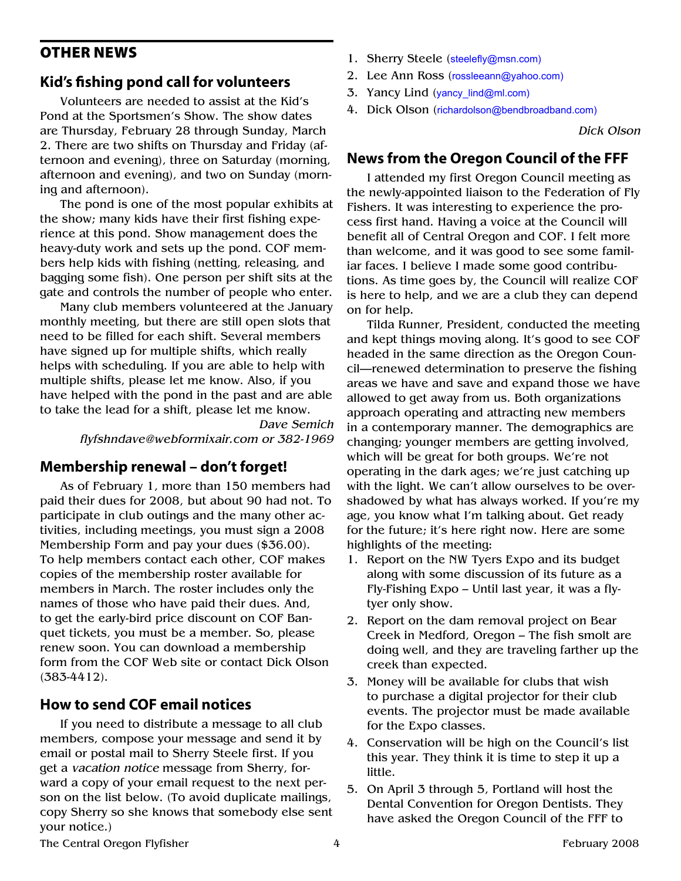## OTHER NEWS

### Kid's fishing pond call for volunteers

Volunteers are needed to assist at the Kid's Pond at the Sportsmen's Show. The show dates are Thursday, February 28 through Sunday, March 2. There are two shifts on Thursday and Friday (afternoon and evening), three on Saturday (morning, afternoon and evening), and two on Sunday (morning and afternoon).

The pond is one of the most popular exhibits at the show; many kids have their first fishing experience at this pond. Show management does the heavy-duty work and sets up the pond. COF members help kids with fishing (netting, releasing, and bagging some fish). One person per shift sits at the gate and controls the number of people who enter.

Many club members volunteered at the January monthly meeting, but there are still open slots that need to be filled for each shift. Several members have signed up for multiple shifts, which really helps with scheduling. If you are able to help with multiple shifts, please let me know. Also, if you have helped with the pond in the past and are able to take the lead for a shift, please let me know.

*Dave Semich*
*flyfshndave@webformixair.com or 382-1969*

### Membership renewal – don't forget!

As of February 1, more than 150 members had paid their dues for 2008, but about 90 had not. To participate in club outings and the many other activities, including meetings, you must sign a 2008 Membership Form and pay your dues ($36.00). To help members contact each other, COF makes copies of the membership roster available for members in March. The roster includes only the names of those who have paid their dues. And, to get the early-bird price discount on COF Banquet tickets, you must be a member. So, please renew soon. You can download a membership form from the COF Web site or contact Dick Olson (383-4412).

### How to send COF email notices

If you need to distribute a message to all club members, compose your message and send it by email or postal mail to Sherry Steele first. If you get a *vacation notice* message from Sherry, forward a copy of your email request to the next person on the list below. (To avoid duplicate mailings, copy Sherry so she knows that somebody else sent your notice.)

1. Sherry Steele (steelefly@msn.com)
2. Lee Ann Ross (rossleeann@yahoo.com)
3. Yancy Lind (yancy_lind@ml.com)
4. Dick Olson (richardolson@bendbroadband.com)

*Dick Olson*

### News from the Oregon Council of the FFF

I attended my first Oregon Council meeting as the newly-appointed liaison to the Federation of Fly Fishers. It was interesting to experience the process first hand. Having a voice at the Council will benefit all of Central Oregon and COF. I felt more than welcome, and it was good to see some familiar faces. I believe I made some good contributions. As time goes by, the Council will realize COF is here to help, and we are a club they can depend on for help.

Tilda Runner, President, conducted the meeting and kept things moving along. It's good to see COF headed in the same direction as the Oregon Council—renewed determination to preserve the fishing areas we have and save and expand those we have allowed to get away from us. Both organizations approach operating and attracting new members in a contemporary manner. The demographics are changing; younger members are getting involved, which will be great for both groups. We're not operating in the dark ages; we're just catching up with the light. We can't allow ourselves to be overshadowed by what has always worked. If you're my age, you know what I'm talking about. Get ready for the future; it's here right now. Here are some highlights of the meeting:

1. Report on the NW Tyers Expo and its budget along with some discussion of its future as a Fly-Fishing Expo – Until last year, it was a fly-tyer only show.
2. Report on the dam removal project on Bear Creek in Medford, Oregon – The fish smolt are doing well, and they are traveling farther up the creek than expected.
3. Money will be available for clubs that wish to purchase a digital projector for their club events. The projector must be made available for the Expo classes.
4. Conservation will be high on the Council's list this year. They think it is time to step it up a little.
5. On April 3 through 5, Portland will host the Dental Convention for Oregon Dentists. They have asked the Oregon Council of the FFF to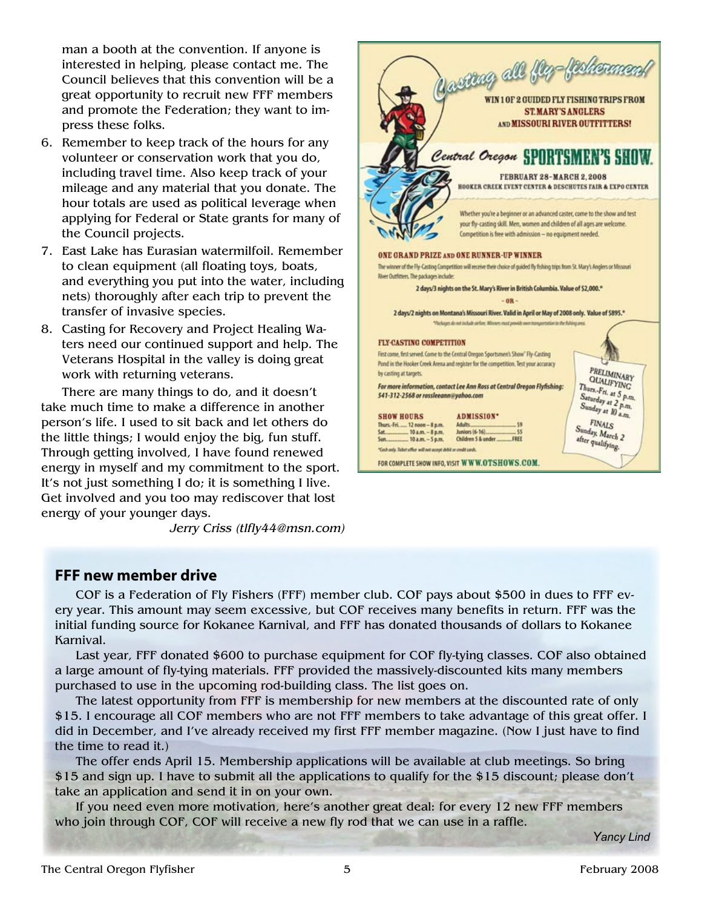man a booth at the convention. If anyone is interested in helping, please contact me. The Council believes that this convention will be a great opportunity to recruit new FFF members and promote the Federation; they want to impress these folks.

6. Remember to keep track of the hours for any volunteer or conservation work that you do, including travel time. Also keep track of your mileage and any material that you donate. The hour totals are used as political leverage when applying for Federal or State grants for many of the Council projects.
7. East Lake has Eurasian watermilfoil. Remember to clean equipment (all floating toys, boats, and everything you put into the water, including nets) thoroughly after each trip to prevent the transfer of invasive species.
8. Casting for Recovery and Project Healing Waters need our continued support and help. The Veterans Hospital in the valley is doing great work with returning veterans.

There are many things to do, and it doesn't take much time to make a difference in another person's life. I used to sit back and let others do the little things; I would enjoy the big, fun stuff. Through getting involved, I have found renewed energy in myself and my commitment to the sport. It's not just something I do; it is something I live. Get involved and you too may rediscover that lost energy of your younger days.

*Jerry Criss (tlfly44@msn.com)*

*Casting all fly-fishermen!*

**WIN 1 OF 2 GUIDED FLY FISHING TRIPS FROM ST. MARY'S ANGLERS AND MISSOURI RIVER OUTFITTERS!**

**Central Oregon SPORTSMEN'S SHOW.**

**FEBRUARY 28–MARCH 2, 2008**
**HOOKER CREEK EVENT CENTER & DESCHUTES FAIR & EXPO CENTER**

Whether you're a beginner or an advanced caster, come to the show and test your fly-casting skill. Men, women and children of all ages are welcome. Competition is free with admission – no equipment needed.

**ONE GRAND PRIZE AND ONE RUNNER-UP WINNER**

The winner of the Fly-Casting Competition will receive their choice of guided fly fishing trips from St. Mary's Anglers or Missouri River Outfitters. The packages include:

2 days/3 nights on the St. Mary's River in British Columbia. Value of $2,000.*

– OR –

2 days/2 nights on Montana's Missouri River. Valid in April or May of 2008 only. Value of $895.*

*Packages do not include airfare. Winners must provide own transportation to the fishing area.

**FLY-CASTING COMPETITION**

First come, first served. Come to the Central Oregon Sportsmen's Show' Fly-Casting Pond in the Hooker Creek Arena and register for the competition. Test your accuracy by casting at targets.

*For more information, contact Lee Ann Ross at Central Oregon Flyfishing: 541-312-2568 or rossleeann@yahoo.com*

PRELIMINARY QUALIFYING
Thurs.-Fri. at 5 p.m.
Saturday at 2 p.m.
Sunday at 10 a.m.

FINALS
Sunday, March 2
after qualifying.

| SHOW HOURS | | ADMISSION* | |
|---|---|---|---|
| Thurs.-Fri. | 12 noon – 8 p.m. | Adults | $9 |
| Sat. | 10 a.m. – 8 p.m. | Juniors (6-16) | $5 |
| Sun. | 10 a.m. – 5 p.m. | Children 5 & under | FREE |

*Cash only. Ticket office will not accept debit or credit cards.

FOR COMPLETE SHOW INFO, VISIT **WWW.OTSHOWS.COM.**

## FFF new member drive

COF is a Federation of Fly Fishers (FFF) member club. COF pays about $500 in dues to FFF every year. This amount may seem excessive, but COF receives many benefits in return. FFF was the initial funding source for Kokanee Karnival, and FFF has donated thousands of dollars to Kokanee Karnival.

Last year, FFF donated $600 to purchase equipment for COF fly-tying classes. COF also obtained a large amount of fly-tying materials. FFF provided the massively-discounted kits many members purchased to use in the upcoming rod-building class. The list goes on.

The latest opportunity from FFF is membership for new members at the discounted rate of only $15. I encourage all COF members who are not FFF members to take advantage of this great offer. I did in December, and I've already received my first FFF member magazine. (Now I just have to find the time to read it.)

The offer ends April 15. Membership applications will be available at club meetings. So bring $15 and sign up. I have to submit all the applications to qualify for the $15 discount; please don't take an application and send it in on your own.

If you need even more motivation, here's another great deal: for every 12 new FFF members who join through COF, COF will receive a new fly rod that we can use in a raffle.

*Yancy Lind*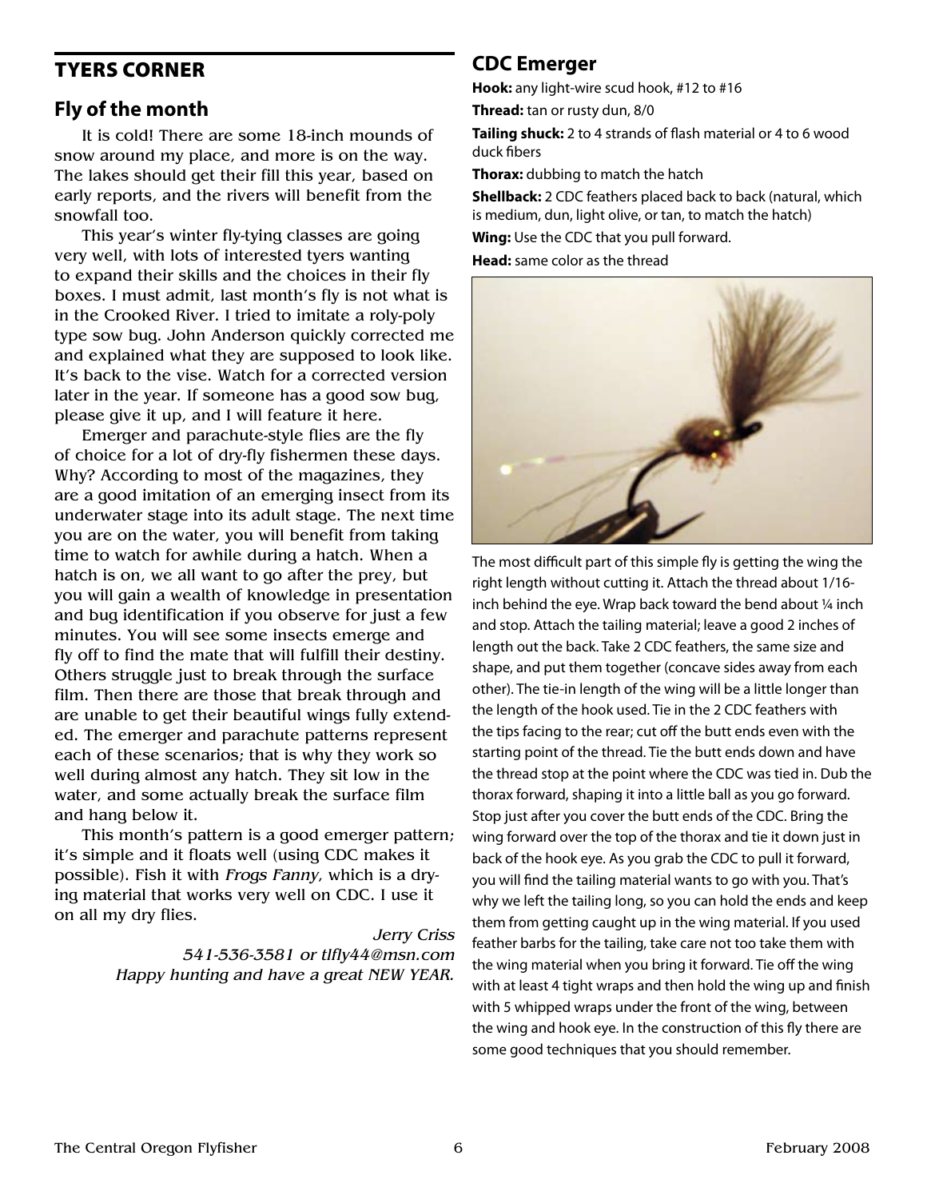## TYERS CORNER

### Fly of the month

It is cold! There are some 18-inch mounds of snow around my place, and more is on the way. The lakes should get their fill this year, based on early reports, and the rivers will benefit from the snowfall too.

This year's winter fly-tying classes are going very well, with lots of interested tyers wanting to expand their skills and the choices in their fly boxes. I must admit, last month's fly is not what is in the Crooked River. I tried to imitate a roly-poly type sow bug. John Anderson quickly corrected me and explained what they are supposed to look like. It's back to the vise. Watch for a corrected version later in the year. If someone has a good sow bug, please give it up, and I will feature it here.

Emerger and parachute-style flies are the fly of choice for a lot of dry-fly fishermen these days. Why? According to most of the magazines, they are a good imitation of an emerging insect from its underwater stage into its adult stage. The next time you are on the water, you will benefit from taking time to watch for awhile during a hatch. When a hatch is on, we all want to go after the prey, but you will gain a wealth of knowledge in presentation and bug identification if you observe for just a few minutes. You will see some insects emerge and fly off to find the mate that will fulfill their destiny. Others struggle just to break through the surface film. Then there are those that break through and are unable to get their beautiful wings fully extended. The emerger and parachute patterns represent each of these scenarios; that is why they work so well during almost any hatch. They sit low in the water, and some actually break the surface film and hang below it.

This month's pattern is a good emerger pattern; it's simple and it floats well (using CDC makes it possible). Fish it with *Frogs Fanny*, which is a drying material that works very well on CDC. I use it on all my dry flies.

*Jerry Criss*
*541-536-3581 or tlfly44@msn.com*
*Happy hunting and have a great NEW YEAR.*

### CDC Emerger

**Hook:** any light-wire scud hook, #12 to #16

**Thread:** tan or rusty dun, 8/0

**Tailing shuck:** 2 to 4 strands of flash material or 4 to 6 wood duck fibers

**Thorax:** dubbing to match the hatch

**Shellback:** 2 CDC feathers placed back to back (natural, which is medium, dun, light olive, or tan, to match the hatch)

**Wing:** Use the CDC that you pull forward.

**Head:** same color as the thread

The most difficult part of this simple fly is getting the wing the right length without cutting it. Attach the thread about 1/16-inch behind the eye. Wrap back toward the bend about ¼ inch and stop. Attach the tailing material; leave a good 2 inches of length out the back. Take 2 CDC feathers, the same size and shape, and put them together (concave sides away from each other). The tie-in length of the wing will be a little longer than the length of the hook used. Tie in the 2 CDC feathers with the tips facing to the rear; cut off the butt ends even with the starting point of the thread. Tie the butt ends down and have the thread stop at the point where the CDC was tied in. Dub the thorax forward, shaping it into a little ball as you go forward. Stop just after you cover the butt ends of the CDC. Bring the wing forward over the top of the thorax and tie it down just in back of the hook eye. As you grab the CDC to pull it forward, you will find the tailing material wants to go with you. That's why we left the tailing long, so you can hold the ends and keep them from getting caught up in the wing material. If you used feather barbs for the tailing, take care not too take them with the wing material when you bring it forward. Tie off the wing with at least 4 tight wraps and then hold the wing up and finish with 5 whipped wraps under the front of the wing, between the wing and hook eye. In the construction of this fly there are some good techniques that you should remember.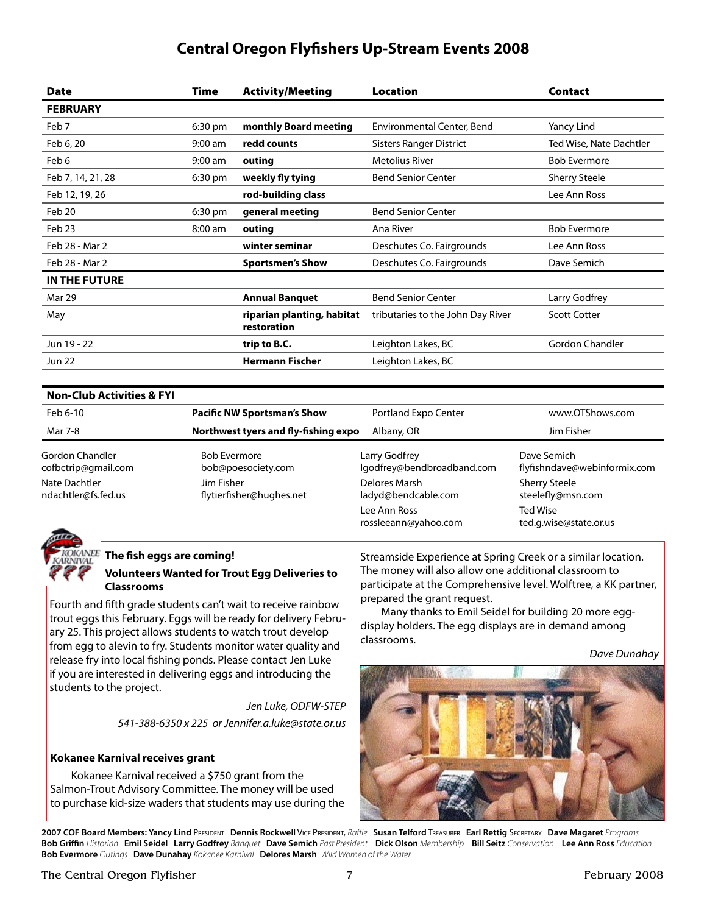# Central Oregon Flyfishers Up-Stream Events 2008

| Date | Time | Activity/Meeting | Location | Contact |
|---|---|---|---|---|
| **FEBRUARY** | | | | |
| Feb 7 | 6:30 pm | **monthly Board meeting** | Environmental Center, Bend | Yancy Lind |
| Feb 6, 20 | 9:00 am | **redd counts** | Sisters Ranger District | Ted Wise, Nate Dachtler |
| Feb 6 | 9:00 am | **outing** | Metolius River | Bob Evermore |
| Feb 7, 14, 21, 28 | 6:30 pm | **weekly fly tying** | Bend Senior Center | Sherry Steele |
| Feb 12, 19, 26 | | **rod-building class** | | Lee Ann Ross |
| Feb 20 | 6:30 pm | **general meeting** | Bend Senior Center | |
| Feb 23 | 8:00 am | **outing** | Ana River | Bob Evermore |
| Feb 28 - Mar 2 | | **winter seminar** | Deschutes Co. Fairgrounds | Lee Ann Ross |
| Feb 28 - Mar 2 | | **Sportsmen's Show** | Deschutes Co. Fairgrounds | Dave Semich |
| **IN THE FUTURE** | | | | |
| Mar 29 | | **Annual Banquet** | Bend Senior Center | Larry Godfrey |
| May | | **riparian planting, habitat restoration** | tributaries to the John Day River | Scott Cotter |
| Jun 19 - 22 | | **trip to B.C.** | Leighton Lakes, BC | Gordon Chandler |
| Jun 22 | | **Hermann Fischer** | Leighton Lakes, BC | |

| Non-Club Activities & FYI | | | |
|---|---|---|---|
| Feb 6-10 | **Pacific NW Sportsman's Show** | Portland Expo Center | www.OTShows.com |
| Mar 7-8 | **Northwest tyers and fly-fishing expo** | Albany, OR | Jim Fisher |

Gordon Chandler
cofbctrip@gmail.com

Nate Dachtler
ndachtler@fs.fed.us

Bob Evermore
bob@poesociety.com

Jim Fisher
flytierfisher@hughes.net

Larry Godfrey
lgodfrey@bendbroadband.com

Delores Marsh
ladyd@bendcable.com

Lee Ann Ross
rossleeann@yahoo.com

Dave Semich
flyfishndave@webinformix.com

Sherry Steele
steelefly@msn.com

Ted Wise
ted.g.wise@state.or.us

### The fish eggs are coming!

**Volunteers Wanted for Trout Egg Deliveries to Classrooms**

Fourth and fifth grade students can't wait to receive rainbow trout eggs this February. Eggs will be ready for delivery February 25. This project allows students to watch trout develop from egg to alevin to fry. Students monitor water quality and release fry into local fishing ponds. Please contact Jen Luke if you are interested in delivering eggs and introducing the students to the project.

*Jen Luke, ODFW-STEP*
*541-388-6350 x 225 or Jennifer.a.luke@state.or.us*

### Kokanee Karnival receives grant

Kokanee Karnival received a $750 grant from the Salmon-Trout Advisory Committee. The money will be used to purchase kid-size waders that students may use during the Streamside Experience at Spring Creek or a similar location. The money will also allow one additional classroom to participate at the Comprehensive level. Wolftree, a KK partner, prepared the grant request.

Many thanks to Emil Seidel for building 20 more egg-display holders. The egg displays are in demand among classrooms.

*Dave Dunahay*

**2007 COF Board Members: Yancy Lind** President **Dennis Rockwell** Vice President, *Raffle* **Susan Telford** Treasurer **Earl Rettig** Secretary **Dave Magaret** *Programs* **Bob Griffin** *Historian* **Emil Seidel** **Larry Godfrey** *Banquet* **Dave Semich** *Past President* **Dick Olson** *Membership* **Bill Seitz** *Conservation* **Lee Ann Ross** *Education* **Bob Evermore** *Outings* **Dave Dunahay** *Kokanee Karnival* **Delores Marsh** *Wild Women of the Water*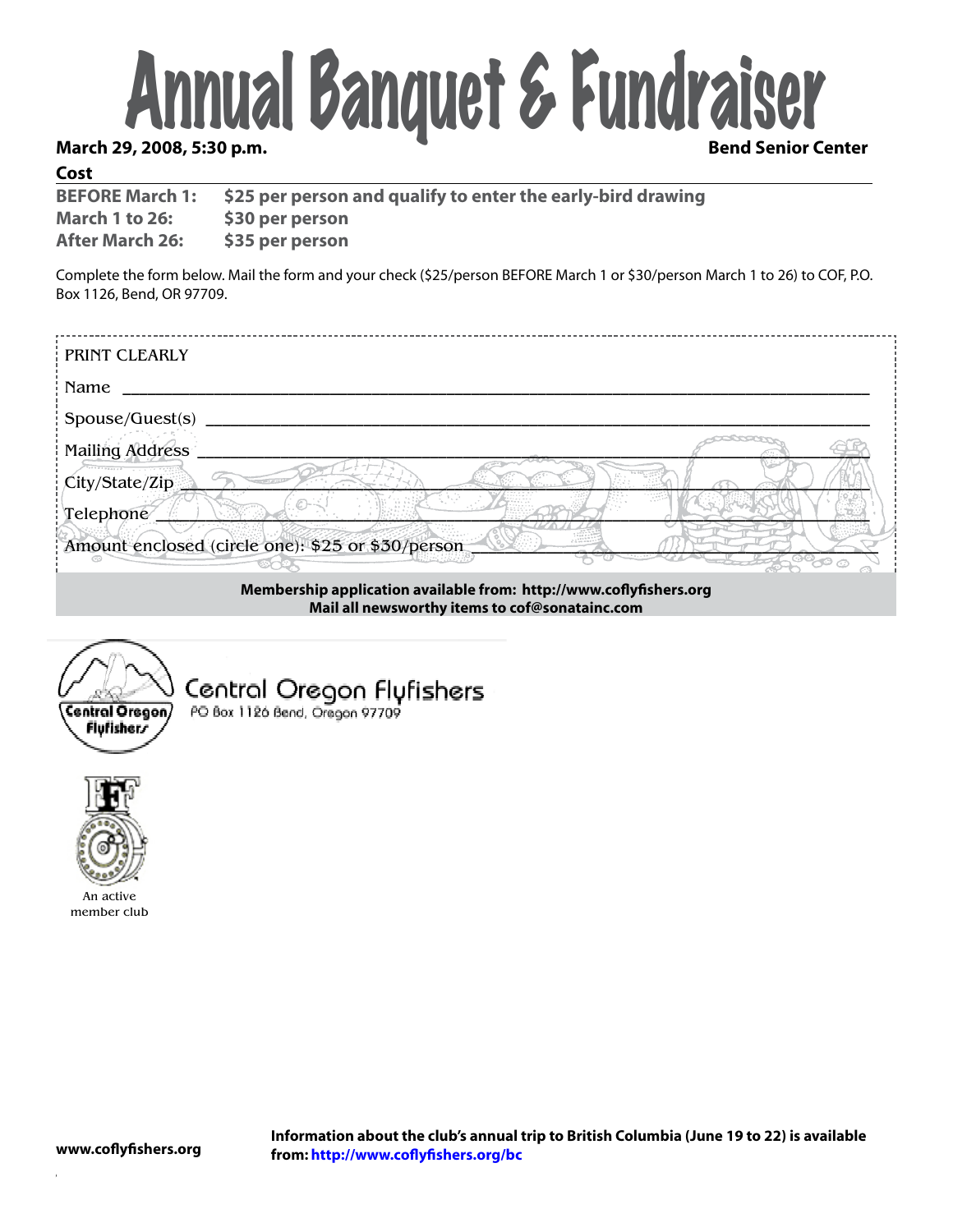# Annual Banquet & Fundraiser

**March 29, 2008, 5:30 p.m.** **Bend Senior Center**

**Cost**

| | |
|---|---|
| **BEFORE March 1:** | **$25 per person and qualify to enter the early-bird drawing** |
| **March 1 to 26:** | **$30 per person** |
| **After March 26:** | **$35 per person** |

Complete the form below. Mail the form and your check ($25/person BEFORE March 1 or $30/person March 1 to 26) to COF, P.O. Box 1126, Bend, OR 97709.

PRINT CLEARLY

Name ____________________

Spouse/Guest(s) ____________________

Mailing Address ____________________

City/State/Zip ____________________

Telephone ____________________

Amount enclosed (circle one): $25 or $30/person ____________________

**Membership application available from: http://www.coflyfishers.org**
**Mail all newsworthy items to cof@sonatainc.com**

Central Oregon Flyfishers

PO Box 1126 Bend, Oregon 97709

An active member club

**www.coflyfishers.org**

**Information about the club's annual trip to British Columbia (June 19 to 22) is available from: http://www.coflyfishers.org/bc**